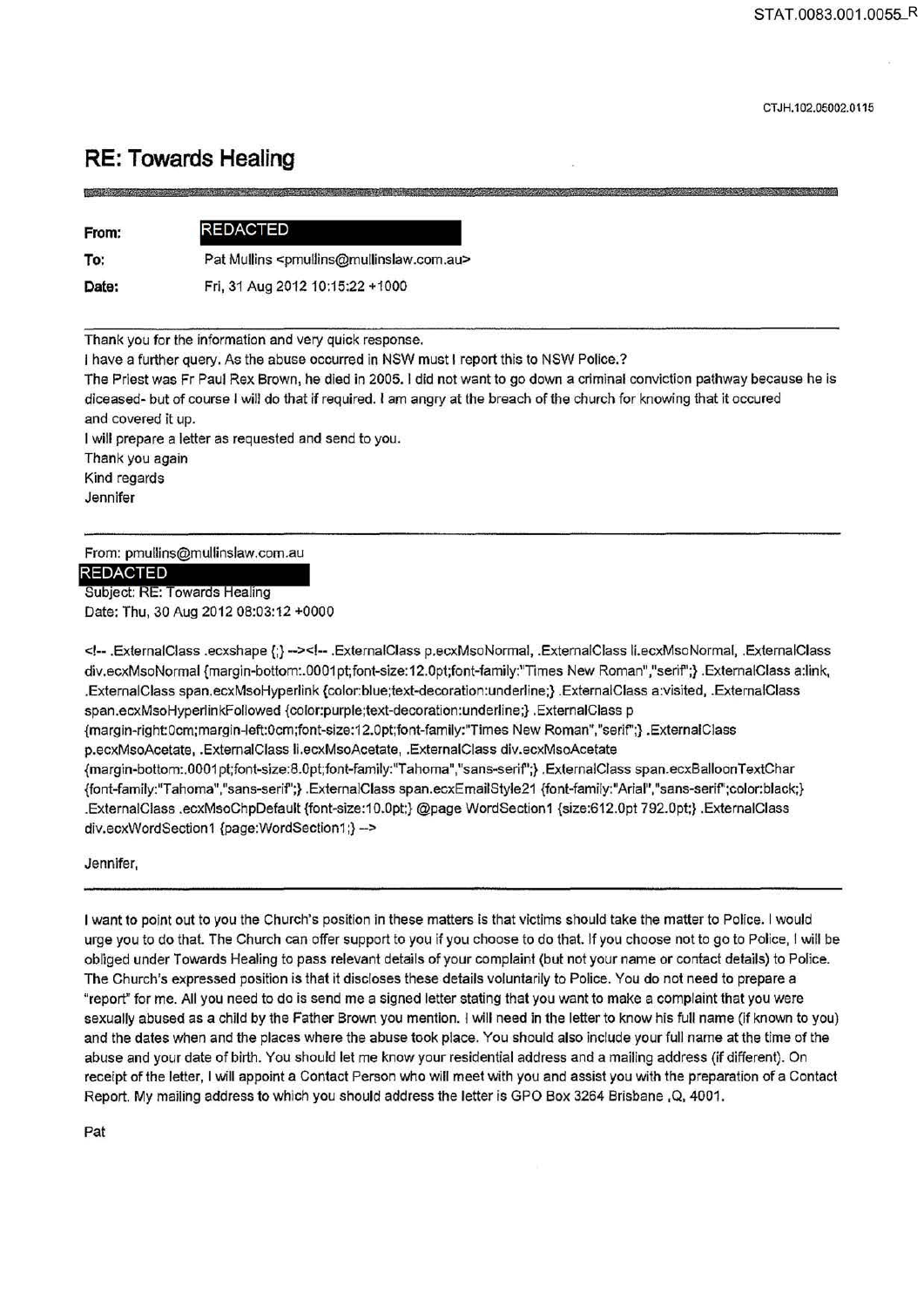# RE: Towards Healing

**From:** REDACTED
**To:** Pat Mullins <pmullins@mullinslaw.com.au>
**Date:** Fri, 31 Aug 2012 10:15:22 +1000

---

Thank you for the information and very quick response.
I have a further query. As the abuse occurred in NSW must I report this to NSW Police.?
The Priest was Fr Paul Rex Brown, he died in 2005. I did not want to go down a criminal conviction pathway because he is diceased- but of course I will do that if required. I am angry at the breach of the church for knowing that it occured and covered it up.
I will prepare a letter as requested and send to you.
Thank you again
Kind regards
Jennifer

---

From: pmullins@mullinslaw.com.au
REDACTED
Subject: RE: Towards Healing
Date: Thu, 30 Aug 2012 08:03:12 +0000

<!-- .ExternalClass .ecxshape {;} --><!-- .ExternalClass p.ecxMsoNormal, .ExternalClass li.ecxMsoNormal, .ExternalClass div.ecxMsoNormal {margin-bottom:.0001pt;font-size:12.0pt;font-family:"Times New Roman","serif";} .ExternalClass a:link, .ExternalClass span.ecxMsoHyperlink {color:blue;text-decoration:underline;} .ExternalClass a:visited, .ExternalClass span.ecxMsoHyperlinkFollowed {color:purple;text-decoration:underline;} .ExternalClass p {margin-right:0cm;margin-left:0cm;font-size:12.0pt;font-family:"Times New Roman","serif";} .ExternalClass p.ecxMsoAcetate, .ExternalClass li.ecxMsoAcetate, .ExternalClass div.ecxMsoAcetate {margin-bottom:.0001pt;font-size:8.0pt;font-family:"Tahoma","sans-serif";} .ExternalClass span.ecxBalloonTextChar {font-family:"Tahoma","sans-serif";} .ExternalClass span.ecxEmailStyle21 {font-family:"Arial","sans-serif";color:black;} .ExternalClass .ecxMsoChpDefault {font-size:10.0pt;} @page WordSection1 {size:612.0pt 792.0pt;} .ExternalClass div.ecxWordSection1 {page:WordSection1;} -->

Jennifer,

---

I want to point out to you the Church's position in these matters is that victims should take the matter to Police. I would urge you to do that. The Church can offer support to you if you choose to do that. If you choose not to go to Police, I will be obliged under Towards Healing to pass relevant details of your complaint (but not your name or contact details) to Police. The Church's expressed position is that it discloses these details voluntarily to Police. You do not need to prepare a "report" for me. All you need to do is send me a signed letter stating that you want to make a complaint that you were sexually abused as a child by the Father Brown you mention. I will need in the letter to know his full name (if known to you) and the dates when and the places where the abuse took place. You should also include your full name at the time of the abuse and your date of birth. You should let me know your residential address and a mailing address (if different). On receipt of the letter, I will appoint a Contact Person who will meet with you and assist you with the preparation of a Contact Report. My mailing address to which you should address the letter is GPO Box 3264 Brisbane ,Q, 4001.

Pat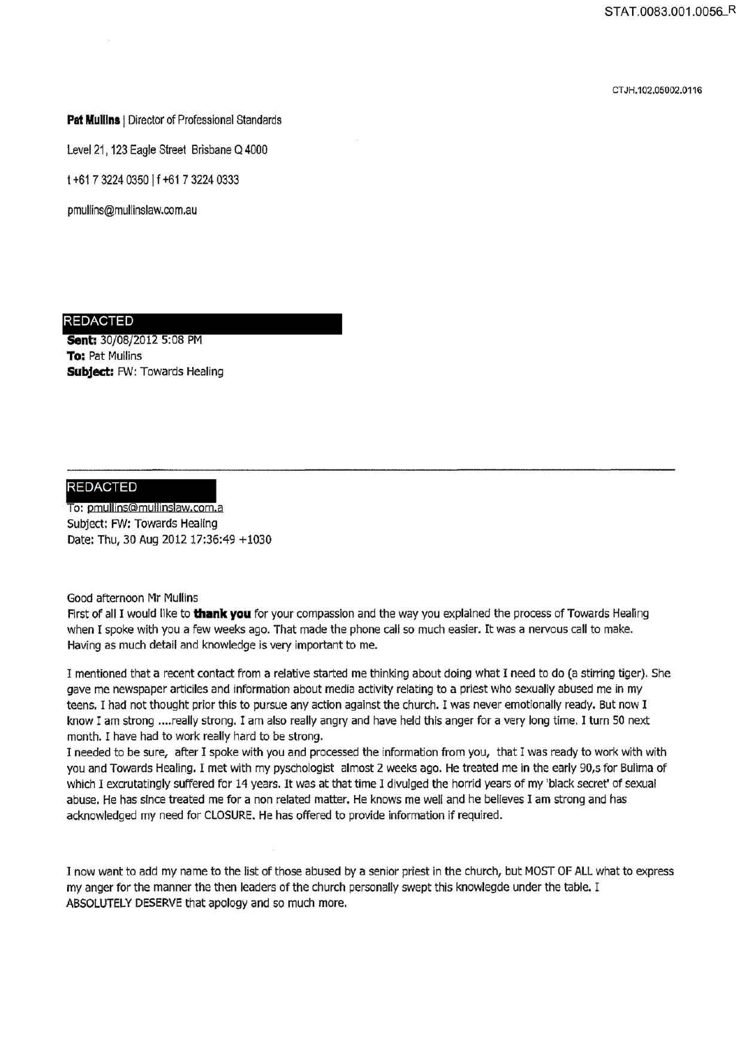**Pat Mullins** | Director of Professional Standards

Level 21, 123 Eagle Street Brisbane Q 4000

t +61 7 3224 0350 | f +61 7 3224 0333

pmullins@mullinslaw.com.au

REDACTED

**Sent:** 30/08/2012 5:08 PM
**To:** Pat Mullins
**Subject:** FW: Towards Healing

---

REDACTED

To: pmullins@mullinslaw.com.a
Subject: FW: Towards Healing
Date: Thu, 30 Aug 2012 17:36:49 +1030

Good afternoon Mr Mullins
First of all I would like to **thank you** for your compassion and the way you explained the process of Towards Healing when I spoke with you a few weeks ago. That made the phone call so much easier. It was a nervous call to make. Having as much detail and knowledge is very important to me.

I mentioned that a recent contact from a relative started me thinking about doing what I need to do (a stirring tiger). She gave me newspaper articles and information about media activity relating to a priest who sexually abused me in my teens. I had not thought prior this to pursue any action against the church. I was never emotionally ready. But now I know I am strong ....really strong. I am also really angry and have held this anger for a very long time. I turn 50 next month. I have had to work really hard to be strong.
I needed to be sure, after I spoke with you and processed the information from you, that I was ready to work with with you and Towards Healing. I met with my pyschologist almost 2 weeks ago. He treated me in the early 90,s for Bulima of which I excrutatingly suffered for 14 years. It was at that time I divulged the horrid years of my 'black secret' of sexual abuse. He has since treated me for a non related matter. He knows me well and he believes I am strong and has acknowledged my need for CLOSURE. He has offered to provide information if required.

I now want to add my name to the list of those abused by a senior priest in the church, but MOST OF ALL what to express my anger for the manner the then leaders of the church personally swept this knowlegde under the table. I ABSOLUTELY DESERVE that apology and so much more.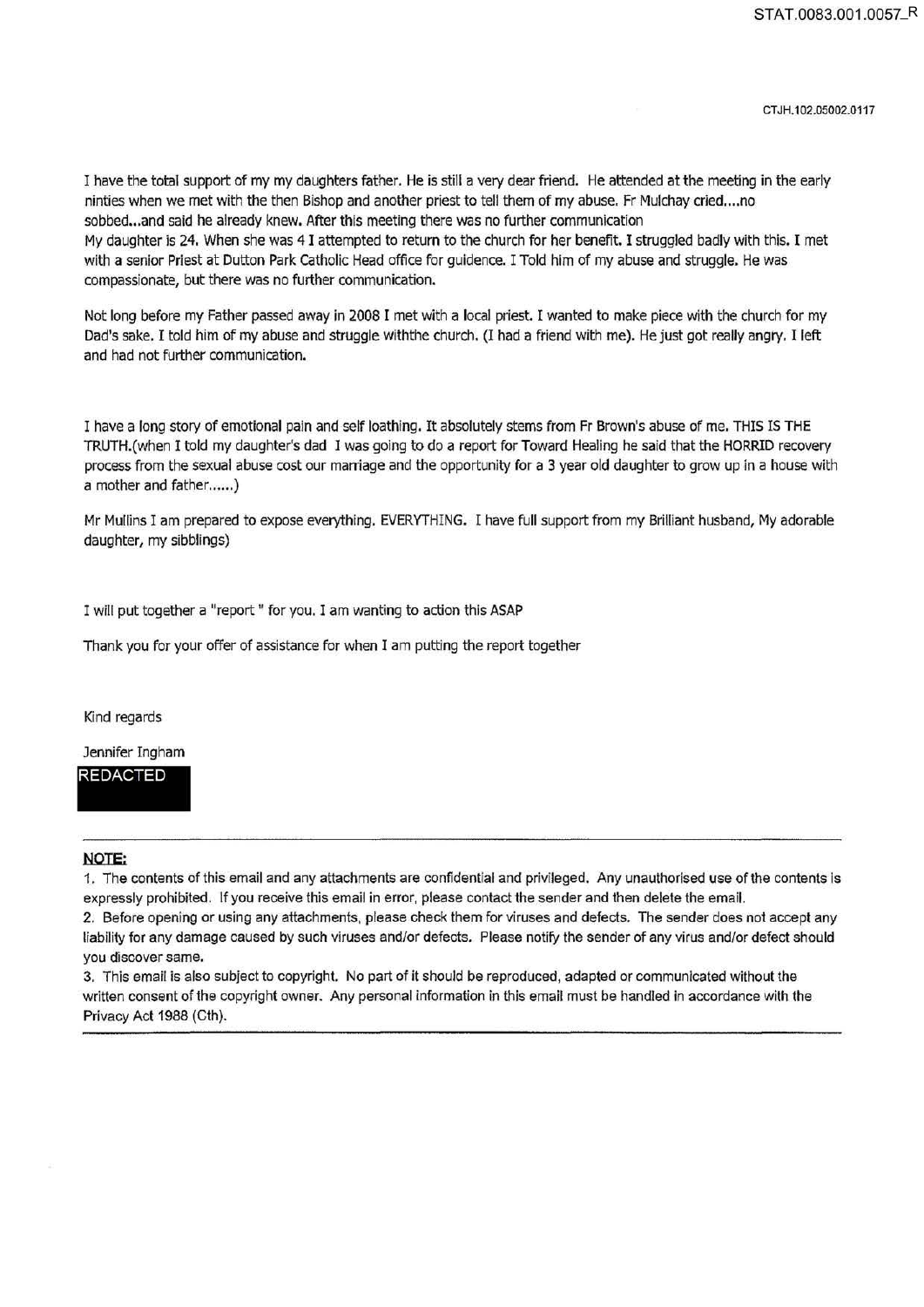I have the total support of my my daughters father. He is still a very dear friend. He attended at the meeting in the early ninties when we met with the then Bishop and another priest to tell them of my abuse. Fr Mulchay cried....no sobbed...and said he already knew. After this meeting there was no further communication
My daughter is 24. When she was 4 I attempted to return to the church for her benefit. I struggled badly with this. I met with a senior Priest at Dutton Park Catholic Head office for guidence. I Told him of my abuse and struggle. He was compassionate, but there was no further communication.

Not long before my Father passed away in 2008 I met with a local priest. I wanted to make piece with the church for my Dad's sake. I told him of my abuse and struggle withthe church. (I had a friend with me). He just got really angry. I left and had not further communication.

I have a long story of emotional pain and self loathing. It absolutely stems from Fr Brown's abuse of me. THIS IS THE TRUTH.(when I told my daughter's dad I was going to do a report for Toward Healing he said that the HORRID recovery process from the sexual abuse cost our marriage and the opportunity for a 3 year old daughter to grow up in a house with a mother and father......)

Mr Mullins I am prepared to expose everything. EVERYTHING. I have full support from my Brilliant husband, My adorable daughter, my sibblings)

I will put together a "report " for you. I am wanting to action this ASAP

Thank you for your offer of assistance for when I am putting the report together

Kind regards

Jennifer Ingham

REDACTED

---

**NOTE:**

1. The contents of this email and any attachments are confidential and privileged. Any unauthorised use of the contents is expressly prohibited. If you receive this email in error, please contact the sender and then delete the email.
2. Before opening or using any attachments, please check them for viruses and defects. The sender does not accept any liability for any damage caused by such viruses and/or defects. Please notify the sender of any virus and/or defect should you discover same.
3. This email is also subject to copyright. No part of it should be reproduced, adapted or communicated without the written consent of the copyright owner. Any personal information in this email must be handled in accordance with the Privacy Act 1988 (Cth).